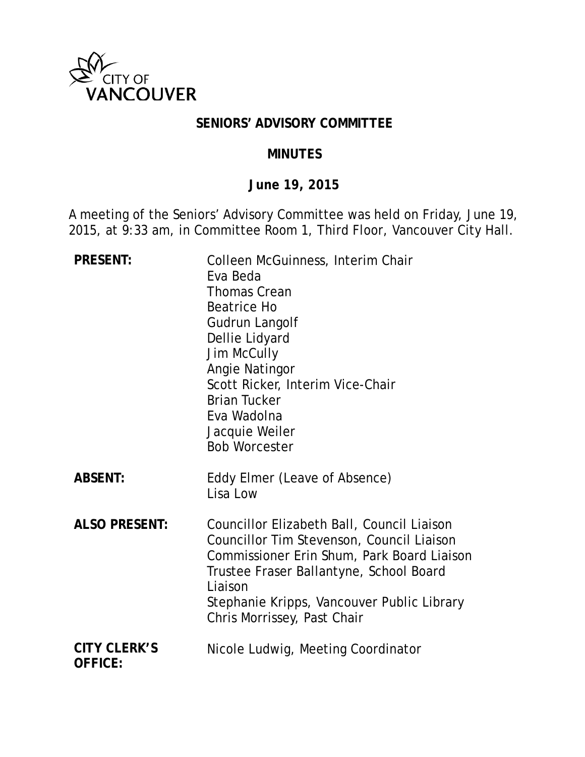CITY OF VANCOUVER

# SENIORS' ADVISORY COMMITTEE

## MINUTES

### June 19, 2015

A meeting of the Seniors' Advisory Committee was held on Friday, June 19, 2015, at 9:33 am, in Committee Room 1, Third Floor, Vancouver City Hall.

| | |
|---|---|
| **PRESENT:** | Colleen McGuinness, Interim Chair<br>Eva Beda<br>Thomas Crean<br>Beatrice Ho<br>Gudrun Langolf<br>Dellie Lidyard<br>Jim McCully<br>Angie Natingor<br>Scott Ricker, Interim Vice-Chair<br>Brian Tucker<br>Eva Wadolna<br>Jacquie Weiler<br>Bob Worcester |
| **ABSENT:** | Eddy Elmer (Leave of Absence)<br>Lisa Low |
| **ALSO PRESENT:** | Councillor Elizabeth Ball, Council Liaison<br>Councillor Tim Stevenson, Council Liaison<br>Commissioner Erin Shum, Park Board Liaison<br>Trustee Fraser Ballantyne, School Board Liaison<br>Stephanie Kripps, Vancouver Public Library<br>Chris Morrissey, Past Chair |
| **CITY CLERK'S OFFICE:** | Nicole Ludwig, Meeting Coordinator |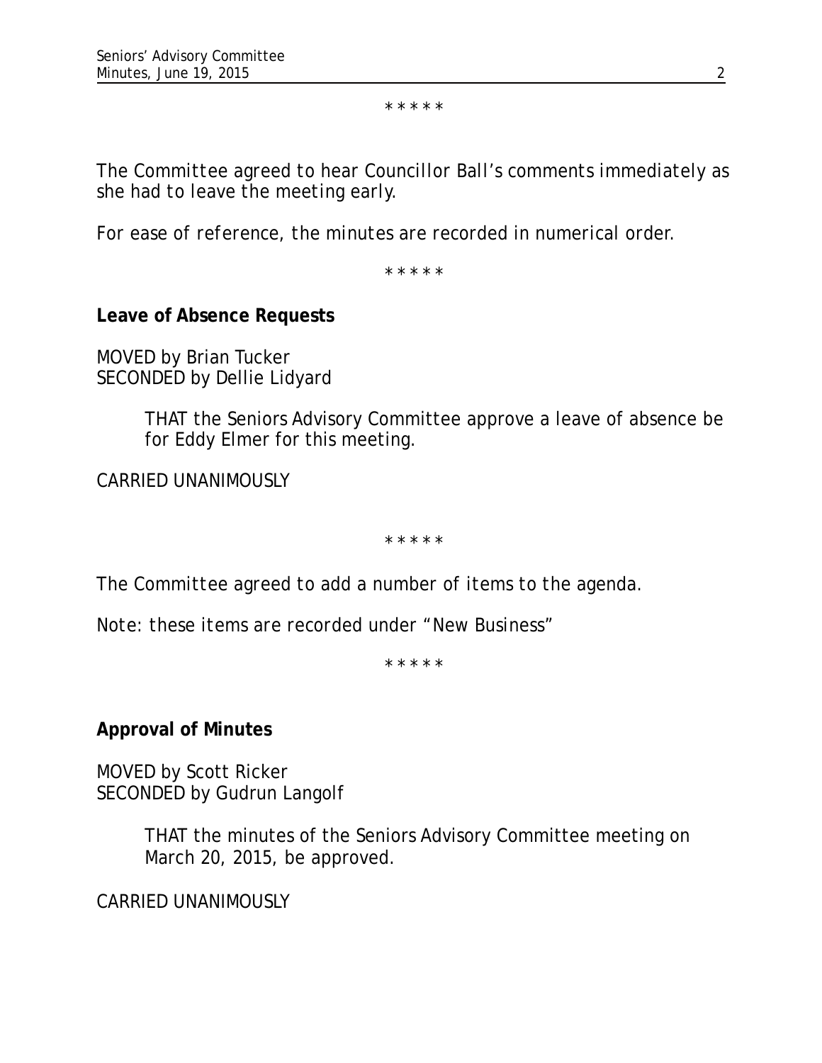\* \* \* \* \*

*The Committee agreed to hear Councillor Ball's comments immediately as she had to leave the meeting early.*

*For ease of reference, the minutes are recorded in numerical order.*

\* \* \* \* \*

**Leave of Absence Requests**

MOVED by Brian Tucker
SECONDED by Dellie Lidyard

> THAT the Seniors Advisory Committee approve a leave of absence be for Eddy Elmer for this meeting.

CARRIED UNANIMOUSLY

\* \* \* \* \*

*The Committee agreed to add a number of items to the agenda.*

*Note: these items are recorded under "New Business"*

\* \* \* \* \*

**Approval of Minutes**

MOVED by Scott Ricker
SECONDED by Gudrun Langolf

> THAT the minutes of the Seniors Advisory Committee meeting on March 20, 2015, be approved.

CARRIED UNANIMOUSLY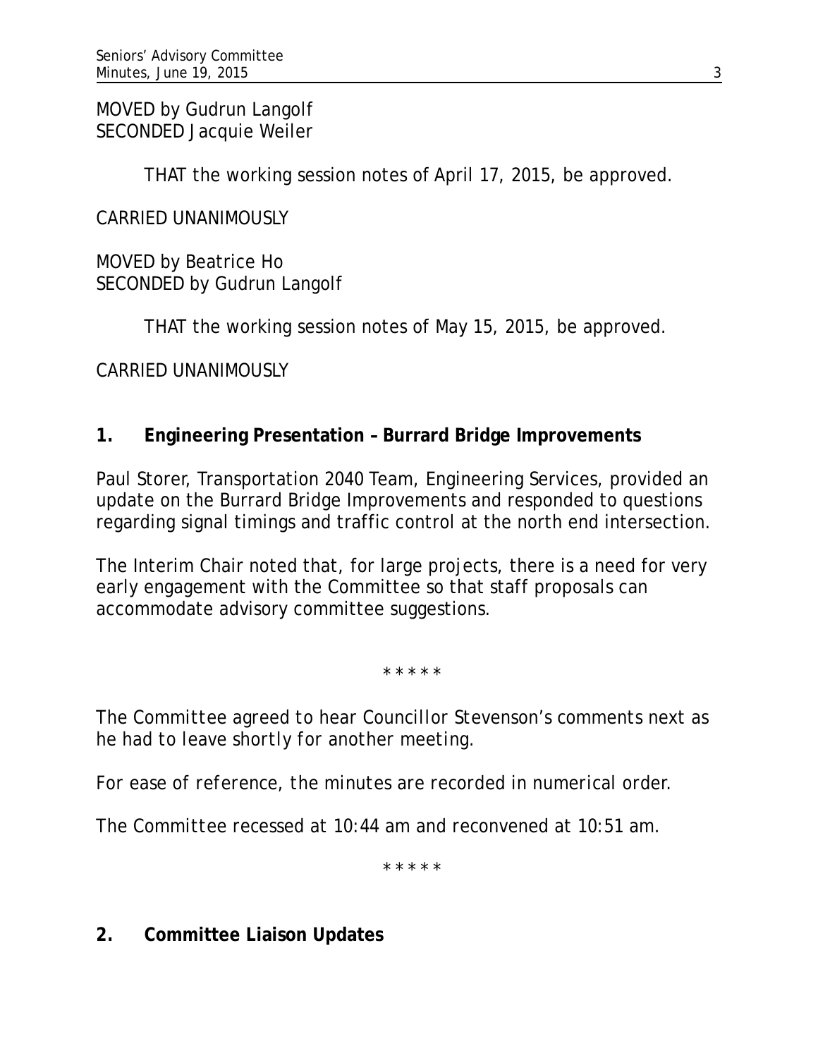MOVED by Gudrun Langolf
SECONDED Jacquie Weiler

THAT the working session notes of April 17, 2015, be approved.

CARRIED UNANIMOUSLY

MOVED by Beatrice Ho
SECONDED by Gudrun Langolf

THAT the working session notes of May 15, 2015, be approved.

CARRIED UNANIMOUSLY

## 1. Engineering Presentation – Burrard Bridge Improvements

Paul Storer, Transportation 2040 Team, Engineering Services, provided an update on the Burrard Bridge Improvements and responded to questions regarding signal timings and traffic control at the north end intersection.

The Interim Chair noted that, for large projects, there is a need for very early engagement with the Committee so that staff proposals can accommodate advisory committee suggestions.

\* \* \* \* \*

*The Committee agreed to hear Councillor Stevenson's comments next as he had to leave shortly for another meeting.*

*For ease of reference, the minutes are recorded in numerical order.*

*The Committee recessed at 10:44 am and reconvened at 10:51 am.*

\* \* \* \* \*

## 2. Committee Liaison Updates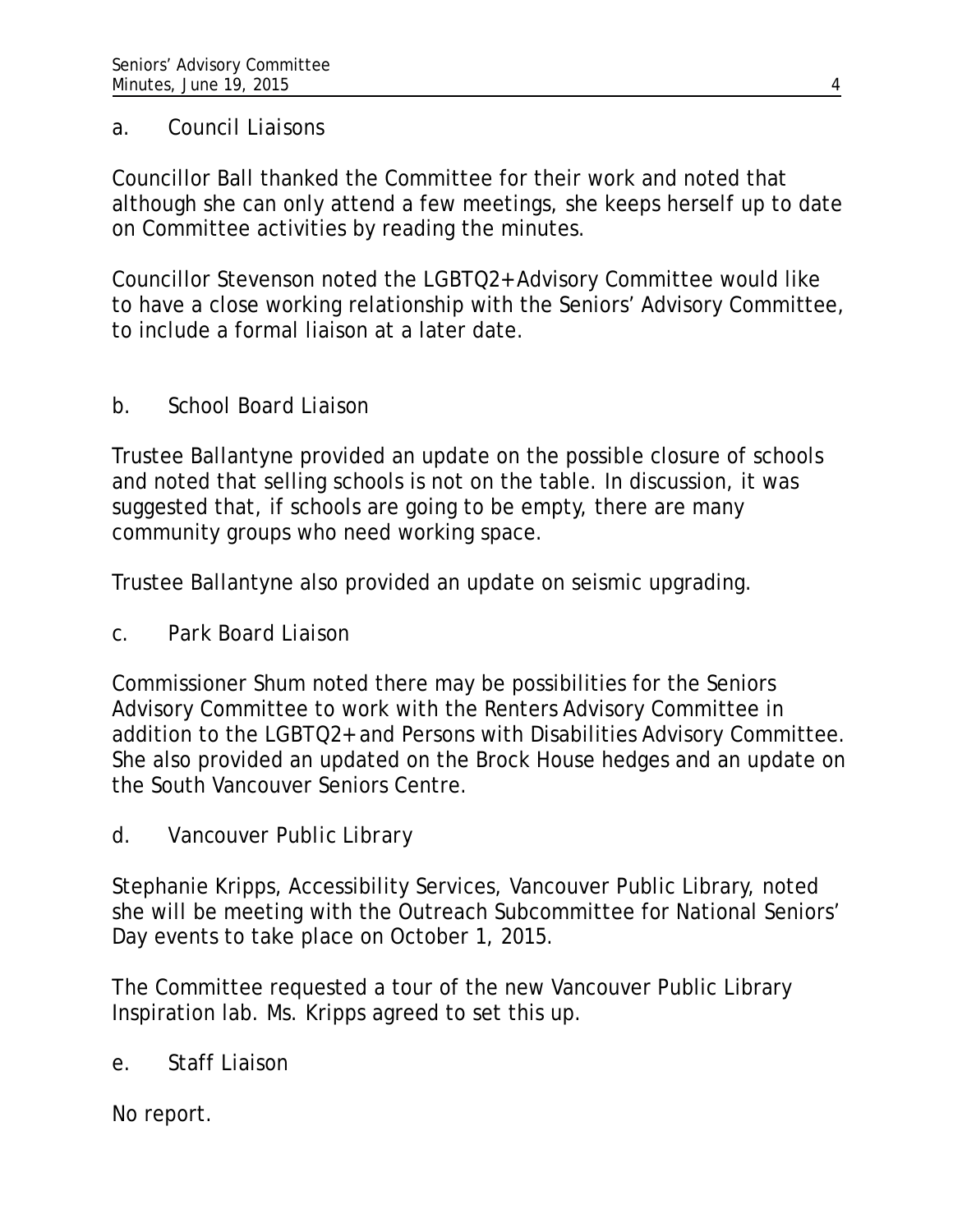a. Council Liaisons

Councillor Ball thanked the Committee for their work and noted that although she can only attend a few meetings, she keeps herself up to date on Committee activities by reading the minutes.

Councillor Stevenson noted the LGBTQ2+ Advisory Committee would like to have a close working relationship with the Seniors' Advisory Committee, to include a formal liaison at a later date.

b. School Board Liaison

Trustee Ballantyne provided an update on the possible closure of schools and noted that selling schools is not on the table. In discussion, it was suggested that, if schools are going to be empty, there are many community groups who need working space.

Trustee Ballantyne also provided an update on seismic upgrading.

c. Park Board Liaison

Commissioner Shum noted there may be possibilities for the Seniors Advisory Committee to work with the Renters Advisory Committee in addition to the LGBTQ2+ and Persons with Disabilities Advisory Committee. She also provided an updated on the Brock House hedges and an update on the South Vancouver Seniors Centre.

d. Vancouver Public Library

Stephanie Kripps, Accessibility Services, Vancouver Public Library, noted she will be meeting with the Outreach Subcommittee for National Seniors' Day events to take place on October 1, 2015.

The Committee requested a tour of the new Vancouver Public Library Inspiration lab. Ms. Kripps agreed to set this up.

e. Staff Liaison

No report.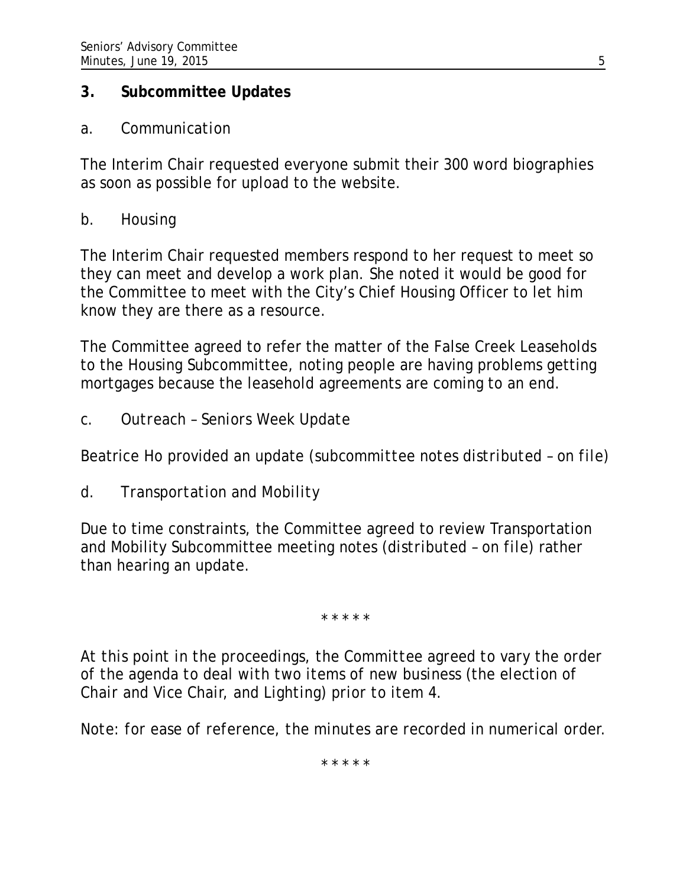## 3. Subcommittee Updates

a. Communication

The Interim Chair requested everyone submit their 300 word biographies as soon as possible for upload to the website.

b. Housing

The Interim Chair requested members respond to her request to meet so they can meet and develop a work plan. She noted it would be good for the Committee to meet with the City's Chief Housing Officer to let him know they are there as a resource.

The Committee agreed to refer the matter of the False Creek Leaseholds to the Housing Subcommittee, noting people are having problems getting mortgages because the leasehold agreements are coming to an end.

c. Outreach – Seniors Week Update

Beatrice Ho provided an update (*subcommittee notes distributed – on file*)

d. Transportation and Mobility

Due to time constraints, the Committee agreed to review Transportation and Mobility Subcommittee meeting notes (*distributed – on file*) rather than hearing an update.

\* \* \* \* \*

*At this point in the proceedings, the Committee agreed to vary the order of the agenda to deal with two items of new business (the election of Chair and Vice Chair, and Lighting) prior to item 4.*

*Note: for ease of reference, the minutes are recorded in numerical order.*

\* \* \* \* \*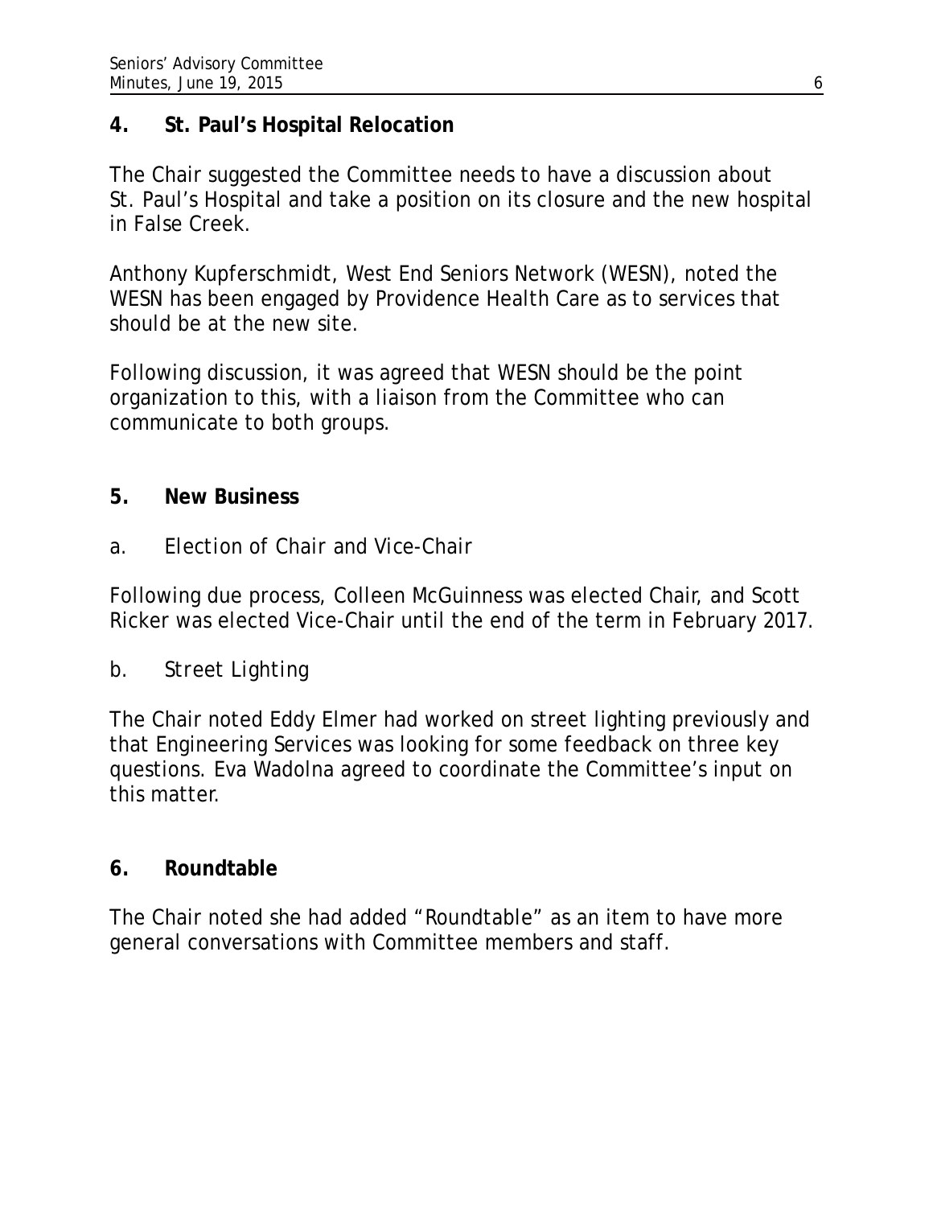## 4. St. Paul's Hospital Relocation

The Chair suggested the Committee needs to have a discussion about St. Paul's Hospital and take a position on its closure and the new hospital in False Creek.

Anthony Kupferschmidt, West End Seniors Network (WESN), noted the WESN has been engaged by Providence Health Care as to services that should be at the new site.

Following discussion, it was agreed that WESN should be the point organization to this, with a liaison from the Committee who can communicate to both groups.

## 5. New Business

a. Election of Chair and Vice-Chair

Following due process, Colleen McGuinness was elected Chair, and Scott Ricker was elected Vice-Chair until the end of the term in February 2017.

b. Street Lighting

The Chair noted Eddy Elmer had worked on street lighting previously and that Engineering Services was looking for some feedback on three key questions. Eva Wadolna agreed to coordinate the Committee's input on this matter.

## 6. Roundtable

The Chair noted she had added "Roundtable" as an item to have more general conversations with Committee members and staff.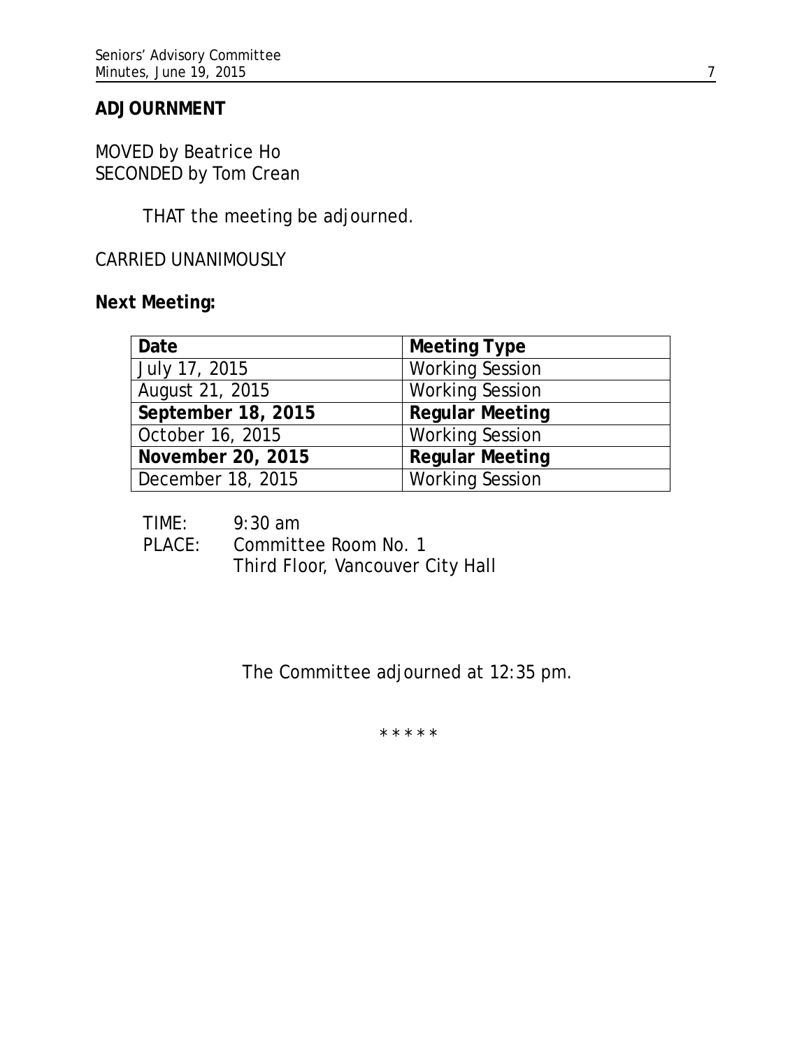## ADJOURNMENT

MOVED by Beatrice Ho
SECONDED by Tom Crean

THAT the meeting be adjourned.

CARRIED UNANIMOUSLY

**Next Meeting:**

| Date | Meeting Type |
|---|---|
| July 17, 2015 | Working Session |
| August 21, 2015 | Working Session |
| **September 18, 2015** | **Regular Meeting** |
| October 16, 2015 | Working Session |
| **November 20, 2015** | **Regular Meeting** |
| December 18, 2015 | Working Session |

TIME: 9:30 am
PLACE: Committee Room No. 1
Third Floor, Vancouver City Hall

The Committee adjourned at 12:35 pm.

* * * * *